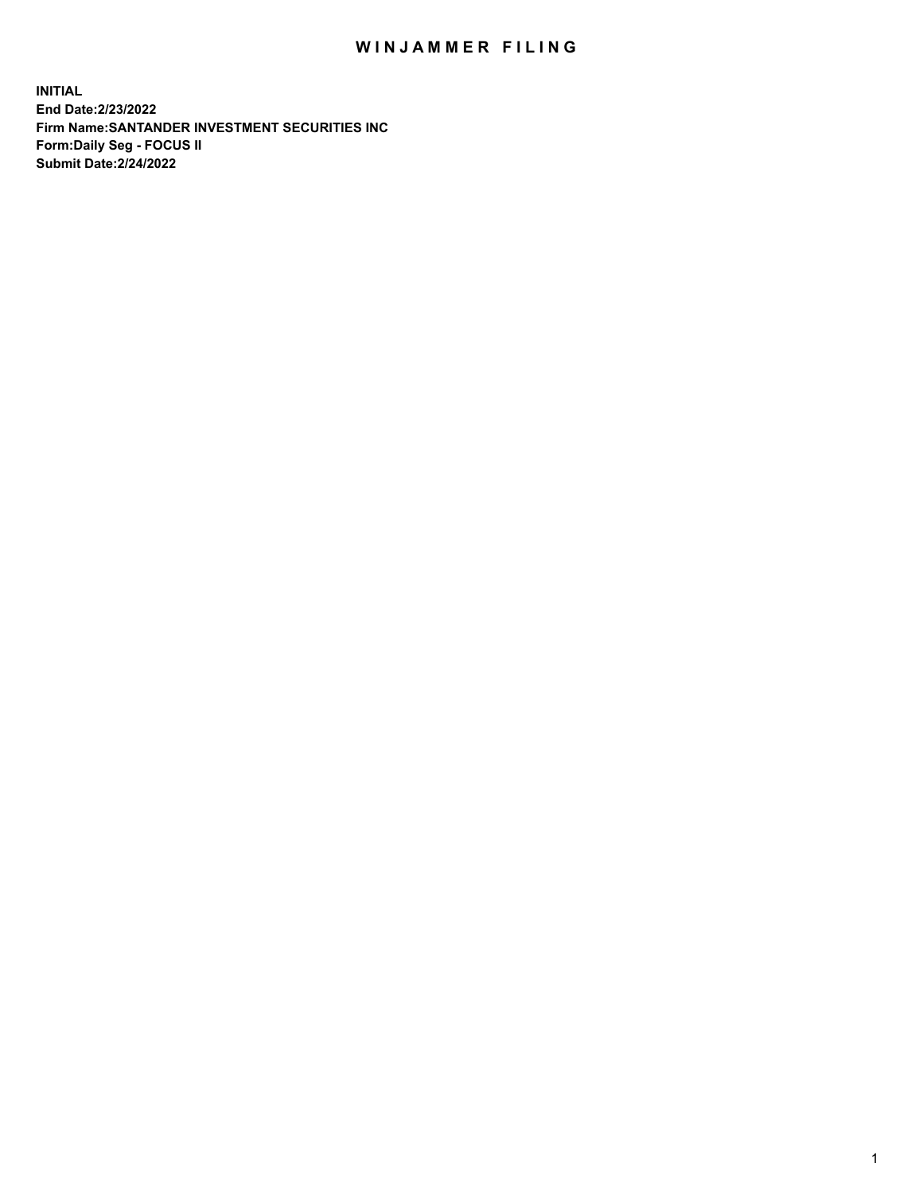# WINJAMMER FILING

**INITIAL**
**End Date:2/23/2022**
**Firm Name:SANTANDER INVESTMENT SECURITIES INC**
**Form:Daily Seg - FOCUS II**
**Submit Date:2/24/2022**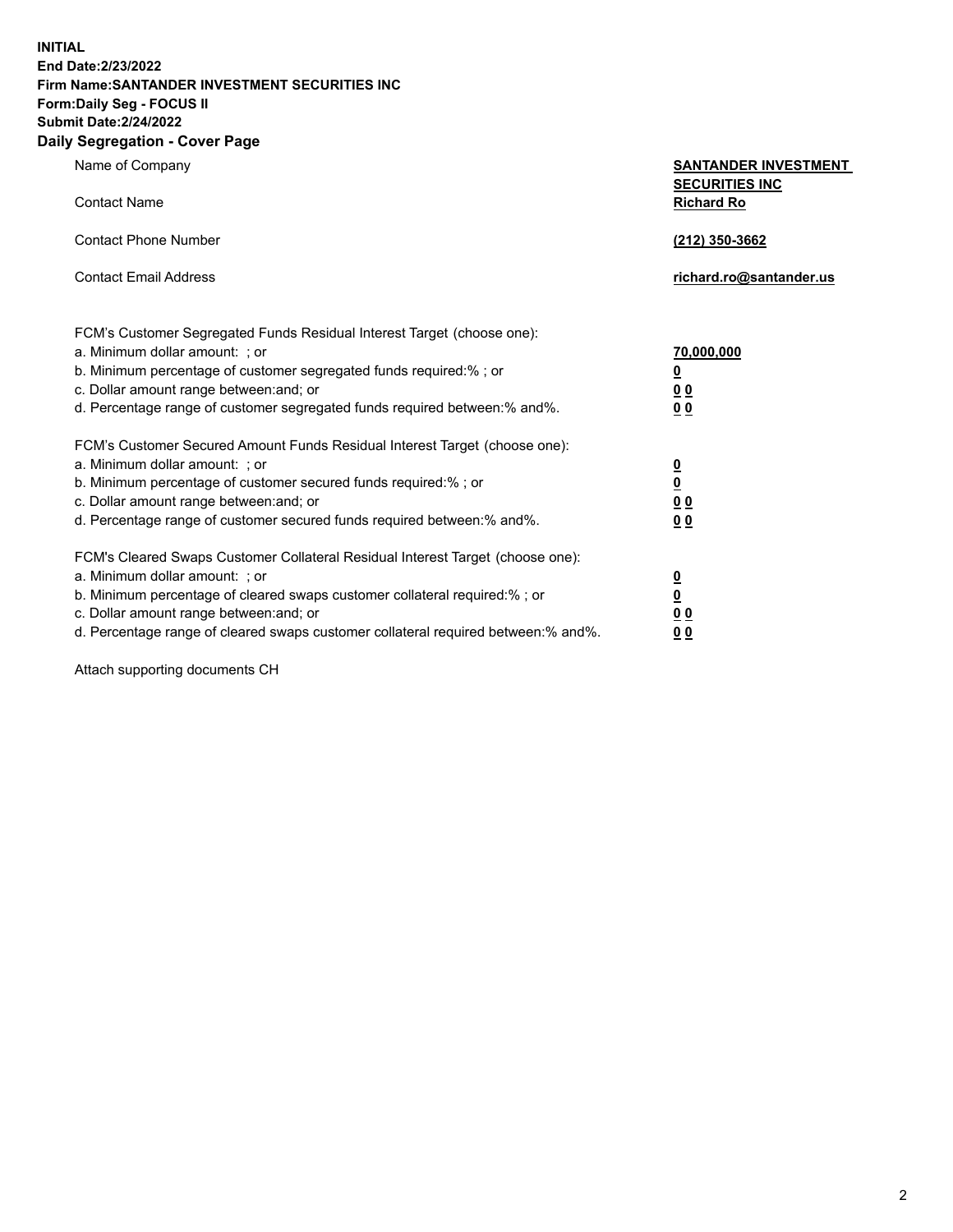**INITIAL**
**End Date:2/23/2022**
**Firm Name:SANTANDER INVESTMENT SECURITIES INC**
**Form:Daily Seg - FOCUS II**
**Submit Date:2/24/2022**

## Daily Segregation - Cover Page

| | |
|---|---|
| Name of Company | **SANTANDER INVESTMENT SECURITIES INC** |
| Contact Name | **Richard Ro** |
| Contact Phone Number | **(212) 350-3662** |
| Contact Email Address | **richard.ro@santander.us** |

| | |
|---|---|
| FCM's Customer Segregated Funds Residual Interest Target (choose one): | |
| a. Minimum dollar amount: ; or | **70,000,000** |
| b. Minimum percentage of customer segregated funds required:% ; or | **0** |
| c. Dollar amount range between:and; or | **0 0** |
| d. Percentage range of customer segregated funds required between:% and%. | **0 0** |
| FCM's Customer Secured Amount Funds Residual Interest Target (choose one): | |
| a. Minimum dollar amount: ; or | **0** |
| b. Minimum percentage of customer secured funds required:% ; or | **0** |
| c. Dollar amount range between:and; or | **0 0** |
| d. Percentage range of customer secured funds required between:% and%. | **0 0** |
| FCM's Cleared Swaps Customer Collateral Residual Interest Target (choose one): | |
| a. Minimum dollar amount: ; or | **0** |
| b. Minimum percentage of cleared swaps customer collateral required:% ; or | **0** |
| c. Dollar amount range between:and; or | **0 0** |
| d. Percentage range of cleared swaps customer collateral required between:% and%. | **0 0** |

Attach supporting documents CH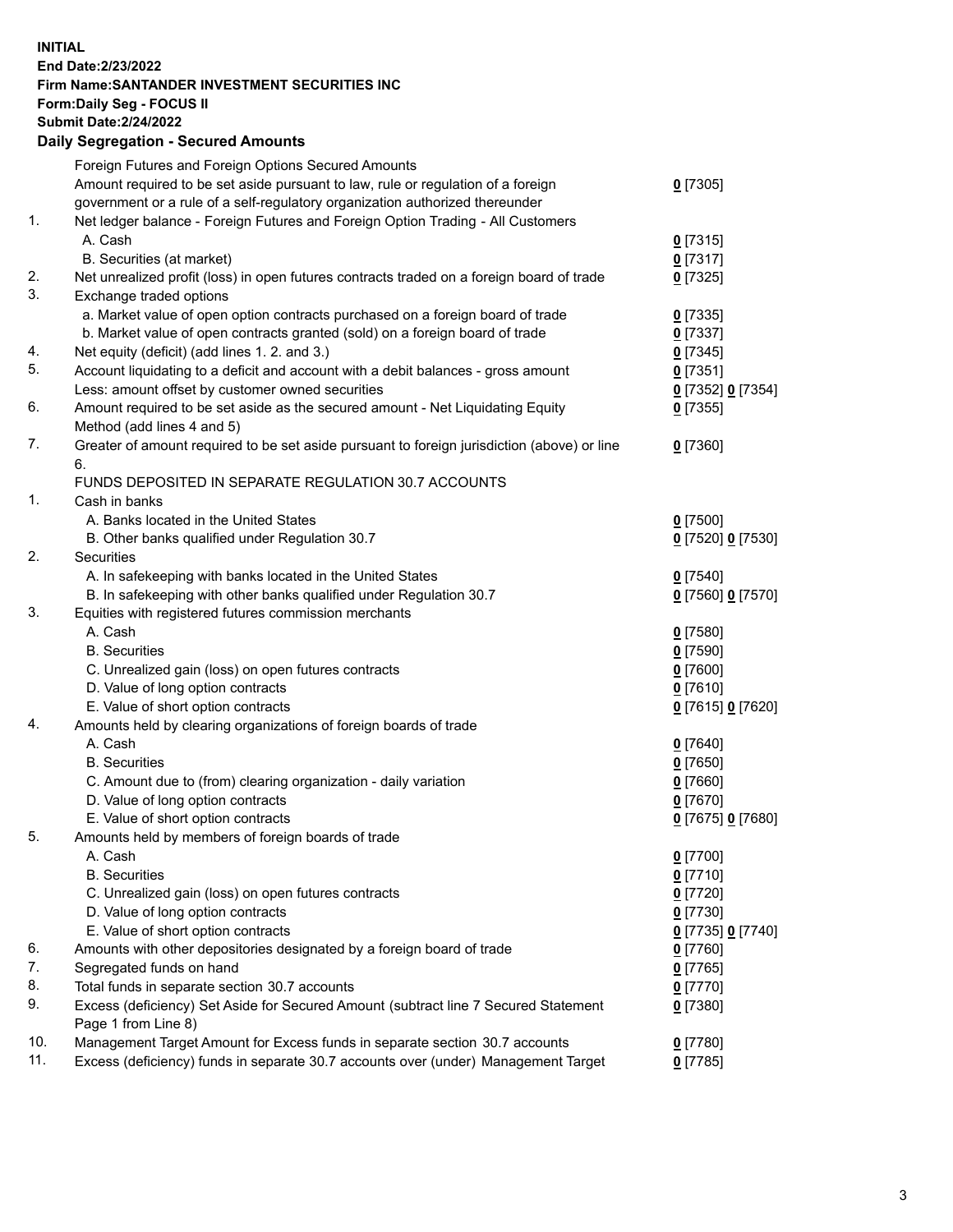**INITIAL**
**End Date:2/23/2022**
**Firm Name:SANTANDER INVESTMENT SECURITIES INC**
**Form:Daily Seg - FOCUS II**
**Submit Date:2/24/2022**

## Daily Segregation - Secured Amounts

| | | |
|---|---|---|
| | Foreign Futures and Foreign Options Secured Amounts | |
| | Amount required to be set aside pursuant to law, rule or regulation of a foreign government or a rule of a self-regulatory organization authorized thereunder | **0** [7305] |
| 1. | Net ledger balance - Foreign Futures and Foreign Option Trading - All Customers | |
| | A. Cash | **0** [7315] |
| | B. Securities (at market) | **0** [7317] |
| 2. | Net unrealized profit (loss) in open futures contracts traded on a foreign board of trade | **0** [7325] |
| 3. | Exchange traded options | |
| | a. Market value of open option contracts purchased on a foreign board of trade | **0** [7335] |
| | b. Market value of open contracts granted (sold) on a foreign board of trade | **0** [7337] |
| 4. | Net equity (deficit) (add lines 1. 2. and 3.) | **0** [7345] |
| 5. | Account liquidating to a deficit and account with a debit balances - gross amount | **0** [7351] |
| | Less: amount offset by customer owned securities | **0** [7352] **0** [7354] |
| 6. | Amount required to be set aside as the secured amount - Net Liquidating Equity Method (add lines 4 and 5) | **0** [7355] |
| 7. | Greater of amount required to be set aside pursuant to foreign jurisdiction (above) or line 6. | **0** [7360] |
| | FUNDS DEPOSITED IN SEPARATE REGULATION 30.7 ACCOUNTS | |
| 1. | Cash in banks | |
| | A. Banks located in the United States | **0** [7500] |
| | B. Other banks qualified under Regulation 30.7 | **0** [7520] **0** [7530] |
| 2. | Securities | |
| | A. In safekeeping with banks located in the United States | **0** [7540] |
| | B. In safekeeping with other banks qualified under Regulation 30.7 | **0** [7560] **0** [7570] |
| 3. | Equities with registered futures commission merchants | |
| | A. Cash | **0** [7580] |
| | B. Securities | **0** [7590] |
| | C. Unrealized gain (loss) on open futures contracts | **0** [7600] |
| | D. Value of long option contracts | **0** [7610] |
| | E. Value of short option contracts | **0** [7615] **0** [7620] |
| 4. | Amounts held by clearing organizations of foreign boards of trade | |
| | A. Cash | **0** [7640] |
| | B. Securities | **0** [7650] |
| | C. Amount due to (from) clearing organization - daily variation | **0** [7660] |
| | D. Value of long option contracts | **0** [7670] |
| | E. Value of short option contracts | **0** [7675] **0** [7680] |
| 5. | Amounts held by members of foreign boards of trade | |
| | A. Cash | **0** [7700] |
| | B. Securities | **0** [7710] |
| | C. Unrealized gain (loss) on open futures contracts | **0** [7720] |
| | D. Value of long option contracts | **0** [7730] |
| | E. Value of short option contracts | **0** [7735] **0** [7740] |
| 6. | Amounts with other depositories designated by a foreign board of trade | **0** [7760] |
| 7. | Segregated funds on hand | **0** [7765] |
| 8. | Total funds in separate section 30.7 accounts | **0** [7770] |
| 9. | Excess (deficiency) Set Aside for Secured Amount (subtract line 7 Secured Statement Page 1 from Line 8) | **0** [7380] |
| 10. | Management Target Amount for Excess funds in separate section 30.7 accounts | **0** [7780] |
| 11. | Excess (deficiency) funds in separate 30.7 accounts over (under) Management Target | **0** [7785] |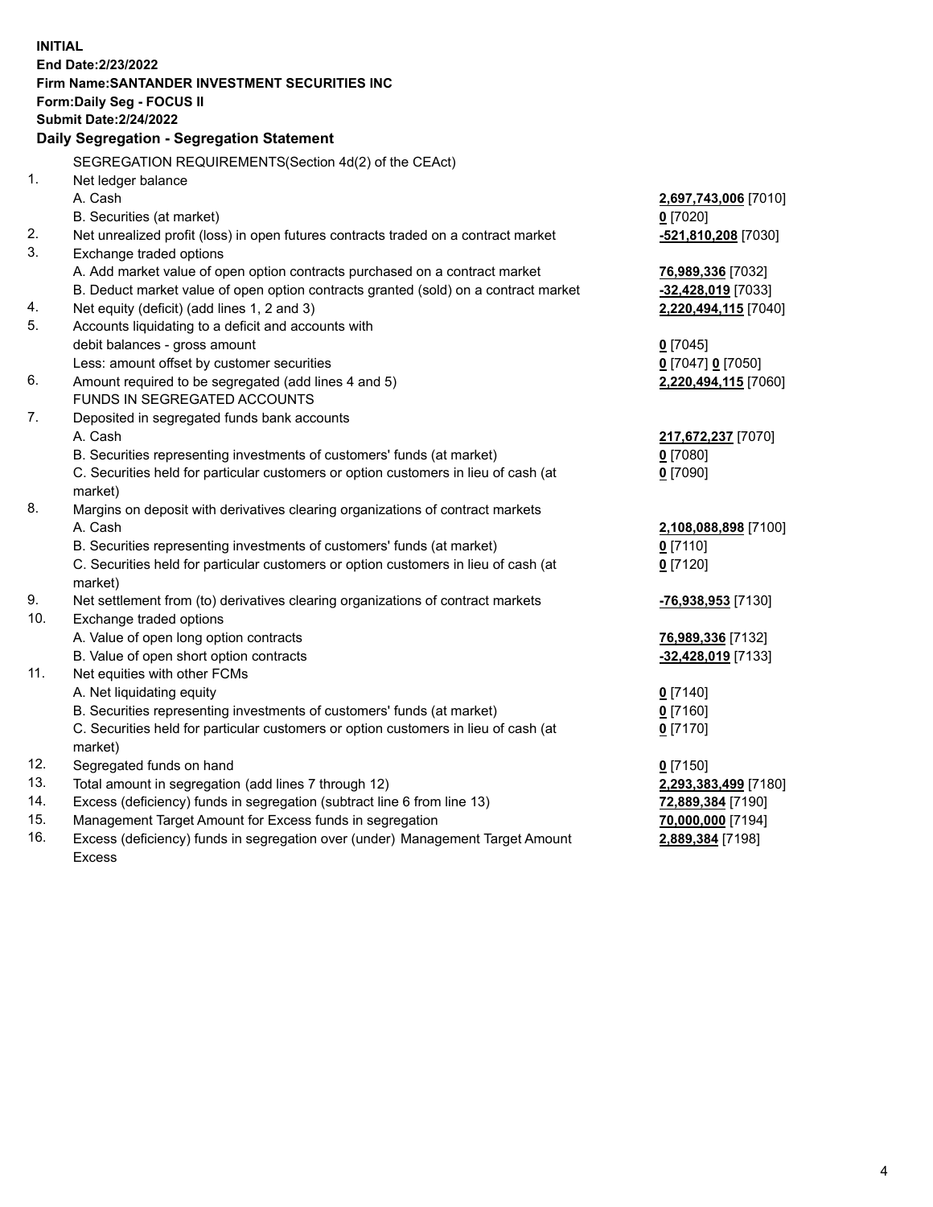**INITIAL**
**End Date:2/23/2022**
**Firm Name:SANTANDER INVESTMENT SECURITIES INC**
**Form:Daily Seg - FOCUS II**
**Submit Date:2/24/2022**

## Daily Segregation - Segregation Statement

| | | |
|---|---|---|
| | SEGREGATION REQUIREMENTS(Section 4d(2) of the CEAct) | |
| 1. | Net ledger balance | |
| | A. Cash | **2,697,743,006** [7010] |
| | B. Securities (at market) | **0** [7020] |
| 2. | Net unrealized profit (loss) in open futures contracts traded on a contract market | **-521,810,208** [7030] |
| 3. | Exchange traded options | |
| | A. Add market value of open option contracts purchased on a contract market | **76,989,336** [7032] |
| | B. Deduct market value of open option contracts granted (sold) on a contract market | **-32,428,019** [7033] |
| 4. | Net equity (deficit) (add lines 1, 2 and 3) | **2,220,494,115** [7040] |
| 5. | Accounts liquidating to a deficit and accounts with | |
| | debit balances - gross amount | **0** [7045] |
| | Less: amount offset by customer securities | **0** [7047] **0** [7050] |
| 6. | Amount required to be segregated (add lines 4 and 5) | **2,220,494,115** [7060] |
| | FUNDS IN SEGREGATED ACCOUNTS | |
| 7. | Deposited in segregated funds bank accounts | |
| | A. Cash | **217,672,237** [7070] |
| | B. Securities representing investments of customers' funds (at market) | **0** [7080] |
| | C. Securities held for particular customers or option customers in lieu of cash (at market) | **0** [7090] |
| 8. | Margins on deposit with derivatives clearing organizations of contract markets | |
| | A. Cash | **2,108,088,898** [7100] |
| | B. Securities representing investments of customers' funds (at market) | **0** [7110] |
| | C. Securities held for particular customers or option customers in lieu of cash (at market) | **0** [7120] |
| 9. | Net settlement from (to) derivatives clearing organizations of contract markets | **-76,938,953** [7130] |
| 10. | Exchange traded options | |
| | A. Value of open long option contracts | **76,989,336** [7132] |
| | B. Value of open short option contracts | **-32,428,019** [7133] |
| 11. | Net equities with other FCMs | |
| | A. Net liquidating equity | **0** [7140] |
| | B. Securities representing investments of customers' funds (at market) | **0** [7160] |
| | C. Securities held for particular customers or option customers in lieu of cash (at market) | **0** [7170] |
| 12. | Segregated funds on hand | **0** [7150] |
| 13. | Total amount in segregation (add lines 7 through 12) | **2,293,383,499** [7180] |
| 14. | Excess (deficiency) funds in segregation (subtract line 6 from line 13) | **72,889,384** [7190] |
| 15. | Management Target Amount for Excess funds in segregation | **70,000,000** [7194] |
| 16. | Excess (deficiency) funds in segregation over (under) Management Target Amount Excess | **2,889,384** [7198] |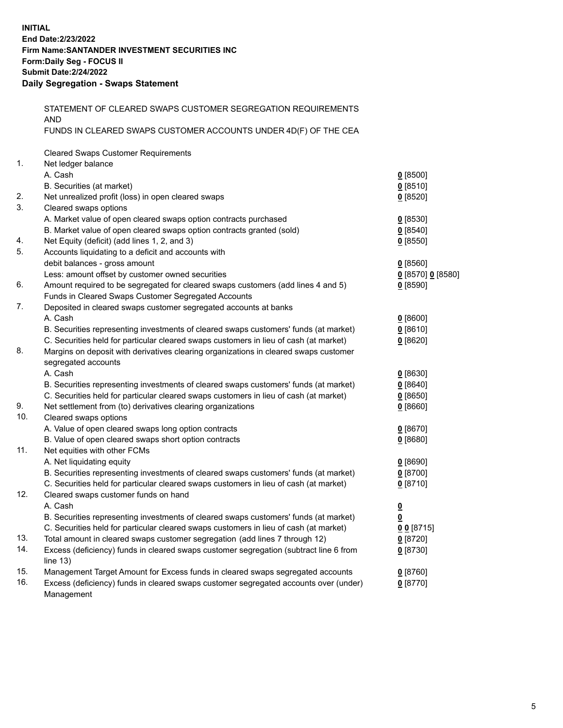**INITIAL**
**End Date:2/23/2022**
**Firm Name:SANTANDER INVESTMENT SECURITIES INC**
**Form:Daily Seg - FOCUS II**
**Submit Date:2/24/2022**
**Daily Segregation - Swaps Statement**

STATEMENT OF CLEARED SWAPS CUSTOMER SEGREGATION REQUIREMENTS AND
FUNDS IN CLEARED SWAPS CUSTOMER ACCOUNTS UNDER 4D(F) OF THE CEA

| | | |
|---|---|---|
| | Cleared Swaps Customer Requirements | |
| 1. | Net ledger balance | |
| | A. Cash | 0 [8500] |
| | B. Securities (at market) | 0 [8510] |
| 2. | Net unrealized profit (loss) in open cleared swaps | 0 [8520] |
| 3. | Cleared swaps options | |
| | A. Market value of open cleared swaps option contracts purchased | 0 [8530] |
| | B. Market value of open cleared swaps option contracts granted (sold) | 0 [8540] |
| 4. | Net Equity (deficit) (add lines 1, 2, and 3) | 0 [8550] |
| 5. | Accounts liquidating to a deficit and accounts with debit balances - gross amount | 0 [8560] |
| | Less: amount offset by customer owned securities | 0 [8570] 0 [8580] |
| 6. | Amount required to be segregated for cleared swaps customers (add lines 4 and 5) | 0 [8590] |
| | Funds in Cleared Swaps Customer Segregated Accounts | |
| 7. | Deposited in cleared swaps customer segregated accounts at banks | |
| | A. Cash | 0 [8600] |
| | B. Securities representing investments of cleared swaps customers' funds (at market) | 0 [8610] |
| | C. Securities held for particular cleared swaps customers in lieu of cash (at market) | 0 [8620] |
| 8. | Margins on deposit with derivatives clearing organizations in cleared swaps customer segregated accounts | |
| | A. Cash | 0 [8630] |
| | B. Securities representing investments of cleared swaps customers' funds (at market) | 0 [8640] |
| | C. Securities held for particular cleared swaps customers in lieu of cash (at market) | 0 [8650] |
| 9. | Net settlement from (to) derivatives clearing organizations | 0 [8660] |
| 10. | Cleared swaps options | |
| | A. Value of open cleared swaps long option contracts | 0 [8670] |
| | B. Value of open cleared swaps short option contracts | 0 [8680] |
| 11. | Net equities with other FCMs | |
| | A. Net liquidating equity | 0 [8690] |
| | B. Securities representing investments of cleared swaps customers' funds (at market) | 0 [8700] |
| | C. Securities held for particular cleared swaps customers in lieu of cash (at market) | 0 [8710] |
| 12. | Cleared swaps customer funds on hand | |
| | A. Cash | 0 |
| | B. Securities representing investments of cleared swaps customers' funds (at market) | 0 |
| | C. Securities held for particular cleared swaps customers in lieu of cash (at market) | 0 0 [8715] |
| 13. | Total amount in cleared swaps customer segregation (add lines 7 through 12) | 0 [8720] |
| 14. | Excess (deficiency) funds in cleared swaps customer segregation (subtract line 6 from line 13) | 0 [8730] |
| 15. | Management Target Amount for Excess funds in cleared swaps segregated accounts | 0 [8760] |
| 16. | Excess (deficiency) funds in cleared swaps customer segregated accounts over (under) Management | 0 [8770] |